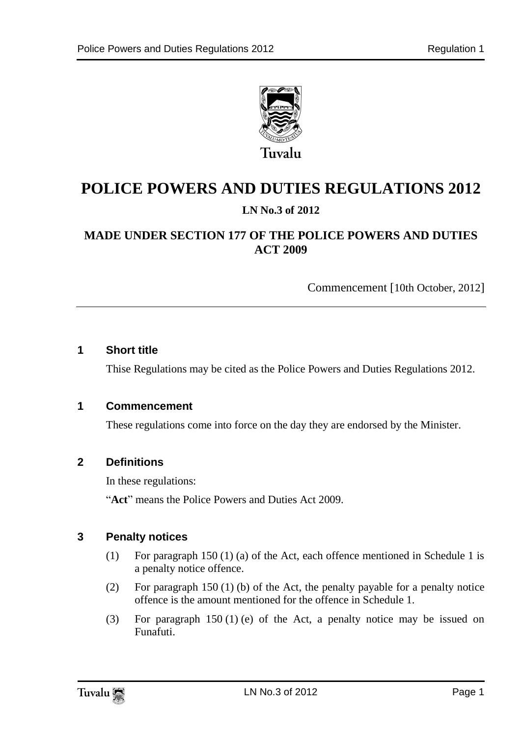Tuvalu

# POLICE POWERS AND DUTIES REGULATIONS 2012

**LN No.3 of 2012**

**MADE UNDER SECTION 177 OF THE POLICE POWERS AND DUTIES ACT 2009**

Commencement [10th October, 2012]

---

### 1 Short title

Thise Regulations may be cited as the Police Powers and Duties Regulations 2012.

### 1 Commencement

These regulations come into force on the day they are endorsed by the Minister.

### 2 Definitions

In these regulations:

"**Act**" means the Police Powers and Duties Act 2009.

### 3 Penalty notices

(1) For paragraph 150 (1) (a) of the Act, each offence mentioned in Schedule 1 is a penalty notice offence.

(2) For paragraph 150 (1) (b) of the Act, the penalty payable for a penalty notice offence is the amount mentioned for the offence in Schedule 1.

(3) For paragraph 150 (1) (e) of the Act, a penalty notice may be issued on Funafuti.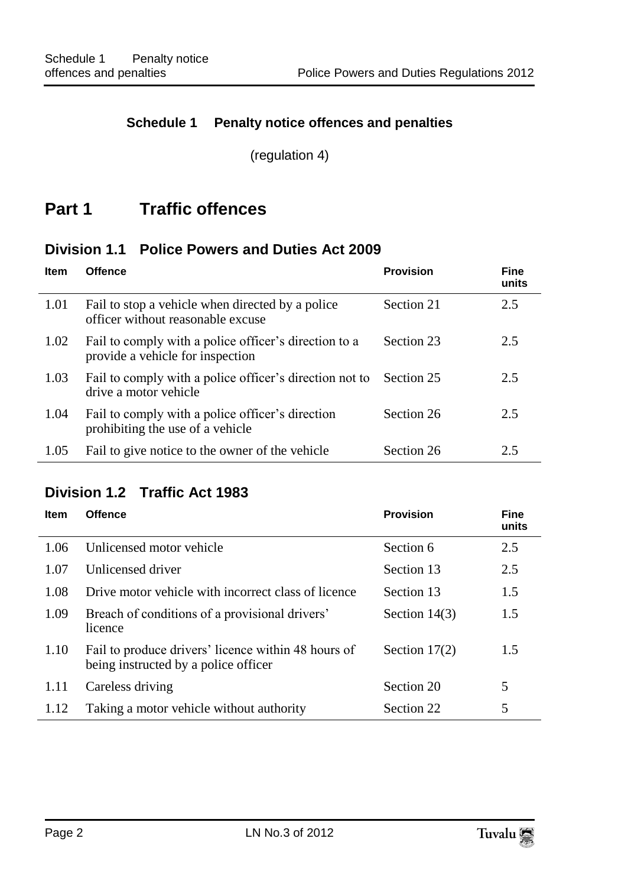## Schedule 1 Penalty notice offences and penalties

(regulation 4)

# Part 1 Traffic offences

## Division 1.1 Police Powers and Duties Act 2009

| Item | Offence | Provision | Fine units |
|---|---|---|---|
| 1.01 | Fail to stop a vehicle when directed by a police officer without reasonable excuse | Section 21 | 2.5 |
| 1.02 | Fail to comply with a police officer's direction to a provide a vehicle for inspection | Section 23 | 2.5 |
| 1.03 | Fail to comply with a police officer's direction not to drive a motor vehicle | Section 25 | 2.5 |
| 1.04 | Fail to comply with a police officer's direction prohibiting the use of a vehicle | Section 26 | 2.5 |
| 1.05 | Fail to give notice to the owner of the vehicle | Section 26 | 2.5 |

## Division 1.2 Traffic Act 1983

| Item | Offence | Provision | Fine units |
|---|---|---|---|
| 1.06 | Unlicensed motor vehicle | Section 6 | 2.5 |
| 1.07 | Unlicensed driver | Section 13 | 2.5 |
| 1.08 | Drive motor vehicle with incorrect class of licence | Section 13 | 1.5 |
| 1.09 | Breach of conditions of a provisional drivers' licence | Section 14(3) | 1.5 |
| 1.10 | Fail to produce drivers' licence within 48 hours of being instructed by a police officer | Section 17(2) | 1.5 |
| 1.11 | Careless driving | Section 20 | 5 |
| 1.12 | Taking a motor vehicle without authority | Section 22 | 5 |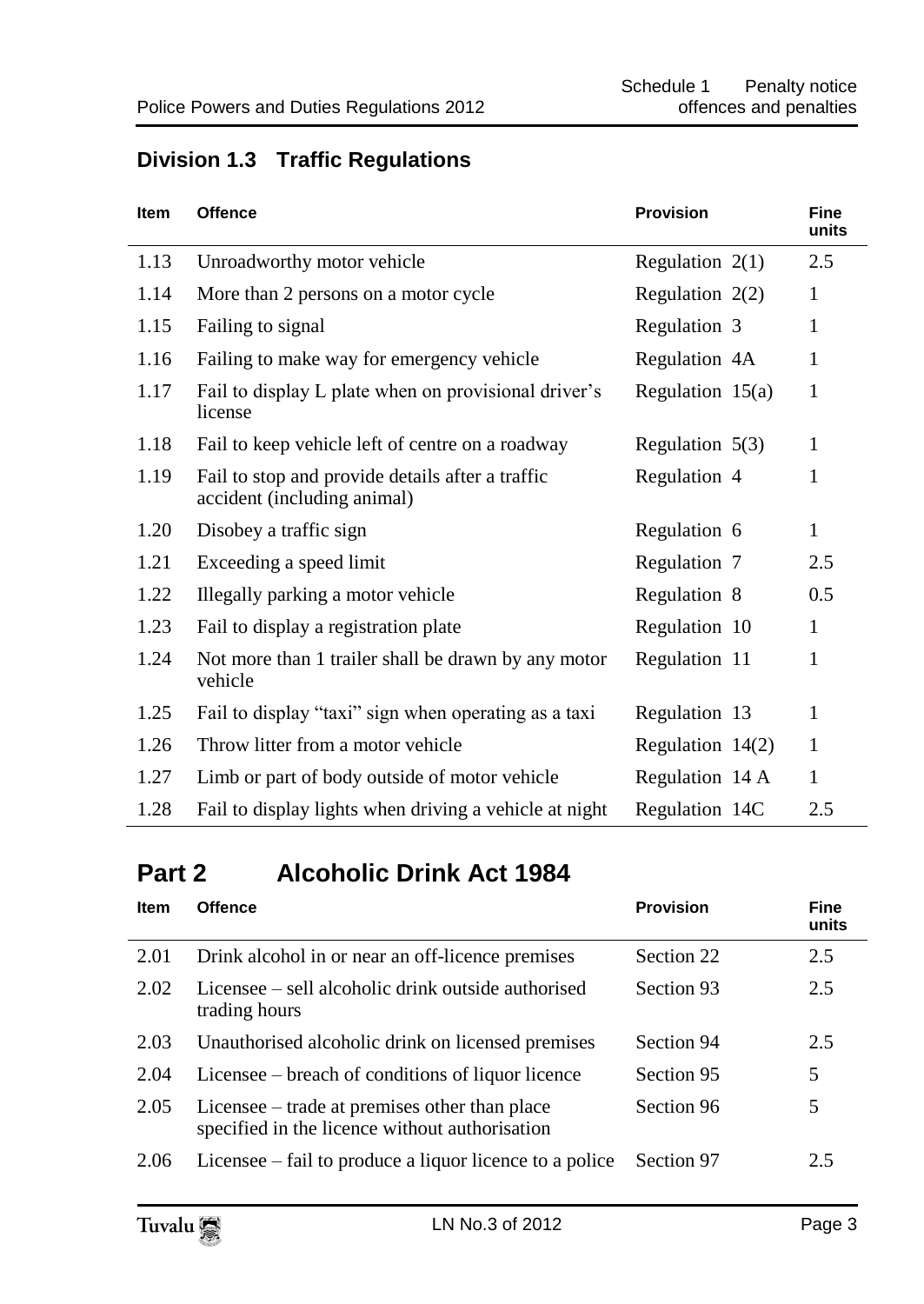## Division 1.3 Traffic Regulations

| Item | Offence | Provision | Fine units |
|---|---|---|---|
| 1.13 | Unroadworthy motor vehicle | Regulation 2(1) | 2.5 |
| 1.14 | More than 2 persons on a motor cycle | Regulation 2(2) | 1 |
| 1.15 | Failing to signal | Regulation 3 | 1 |
| 1.16 | Failing to make way for emergency vehicle | Regulation 4A | 1 |
| 1.17 | Fail to display L plate when on provisional driver's license | Regulation 15(a) | 1 |
| 1.18 | Fail to keep vehicle left of centre on a roadway | Regulation 5(3) | 1 |
| 1.19 | Fail to stop and provide details after a traffic accident (including animal) | Regulation 4 | 1 |
| 1.20 | Disobey a traffic sign | Regulation 6 | 1 |
| 1.21 | Exceeding a speed limit | Regulation 7 | 2.5 |
| 1.22 | Illegally parking a motor vehicle | Regulation 8 | 0.5 |
| 1.23 | Fail to display a registration plate | Regulation 10 | 1 |
| 1.24 | Not more than 1 trailer shall be drawn by any motor vehicle | Regulation 11 | 1 |
| 1.25 | Fail to display "taxi" sign when operating as a taxi | Regulation 13 | 1 |
| 1.26 | Throw litter from a motor vehicle | Regulation 14(2) | 1 |
| 1.27 | Limb or part of body outside of motor vehicle | Regulation 14 A | 1 |
| 1.28 | Fail to display lights when driving a vehicle at night | Regulation 14C | 2.5 |

# Part 2 Alcoholic Drink Act 1984

| Item | Offence | Provision | Fine units |
|---|---|---|---|
| 2.01 | Drink alcohol in or near an off-licence premises | Section 22 | 2.5 |
| 2.02 | Licensee – sell alcoholic drink outside authorised trading hours | Section 93 | 2.5 |
| 2.03 | Unauthorised alcoholic drink on licensed premises | Section 94 | 2.5 |
| 2.04 | Licensee – breach of conditions of liquor licence | Section 95 | 5 |
| 2.05 | Licensee – trade at premises other than place specified in the licence without authorisation | Section 96 | 5 |
| 2.06 | Licensee – fail to produce a liquor licence to a police | Section 97 | 2.5 |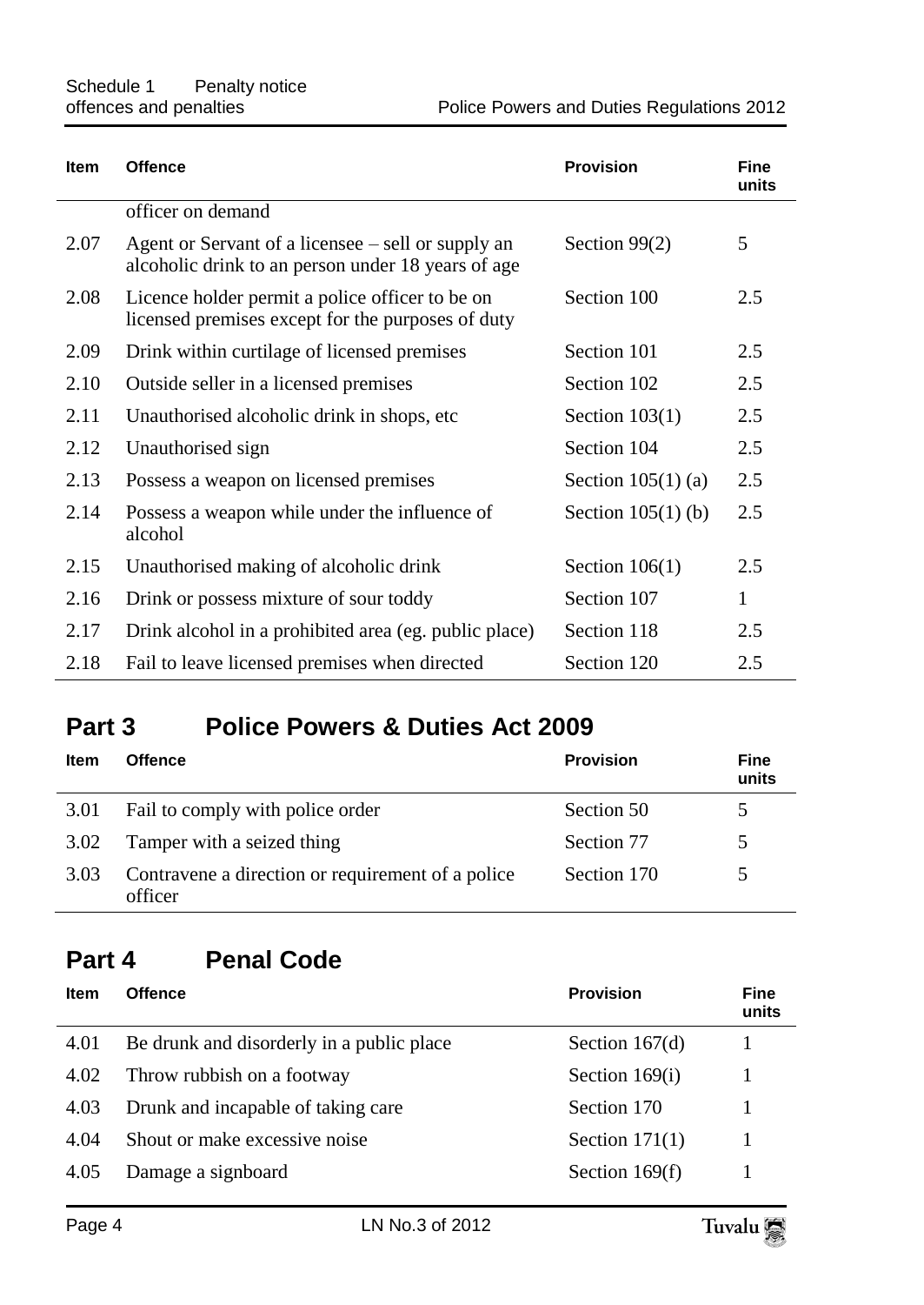| Item | Offence | Provision | Fine units |
|---|---|---|---|
| | officer on demand | | |
| 2.07 | Agent or Servant of a licensee – sell or supply an alcoholic drink to an person under 18 years of age | Section 99(2) | 5 |
| 2.08 | Licence holder permit a police officer to be on licensed premises except for the purposes of duty | Section 100 | 2.5 |
| 2.09 | Drink within curtilage of licensed premises | Section 101 | 2.5 |
| 2.10 | Outside seller in a licensed premises | Section 102 | 2.5 |
| 2.11 | Unauthorised alcoholic drink in shops, etc | Section 103(1) | 2.5 |
| 2.12 | Unauthorised sign | Section 104 | 2.5 |
| 2.13 | Possess a weapon on licensed premises | Section 105(1) (a) | 2.5 |
| 2.14 | Possess a weapon while under the influence of alcohol | Section 105(1) (b) | 2.5 |
| 2.15 | Unauthorised making of alcoholic drink | Section 106(1) | 2.5 |
| 2.16 | Drink or possess mixture of sour toddy | Section 107 | 1 |
| 2.17 | Drink alcohol in a prohibited area (eg. public place) | Section 118 | 2.5 |
| 2.18 | Fail to leave licensed premises when directed | Section 120 | 2.5 |

## Part 3 Police Powers & Duties Act 2009

| Item | Offence | Provision | Fine units |
|---|---|---|---|
| 3.01 | Fail to comply with police order | Section 50 | 5 |
| 3.02 | Tamper with a seized thing | Section 77 | 5 |
| 3.03 | Contravene a direction or requirement of a police officer | Section 170 | 5 |

## Part 4 Penal Code

| Item | Offence | Provision | Fine units |
|---|---|---|---|
| 4.01 | Be drunk and disorderly in a public place | Section 167(d) | 1 |
| 4.02 | Throw rubbish on a footway | Section 169(i) | 1 |
| 4.03 | Drunk and incapable of taking care | Section 170 | 1 |
| 4.04 | Shout or make excessive noise | Section 171(1) | 1 |
| 4.05 | Damage a signboard | Section 169(f) | 1 |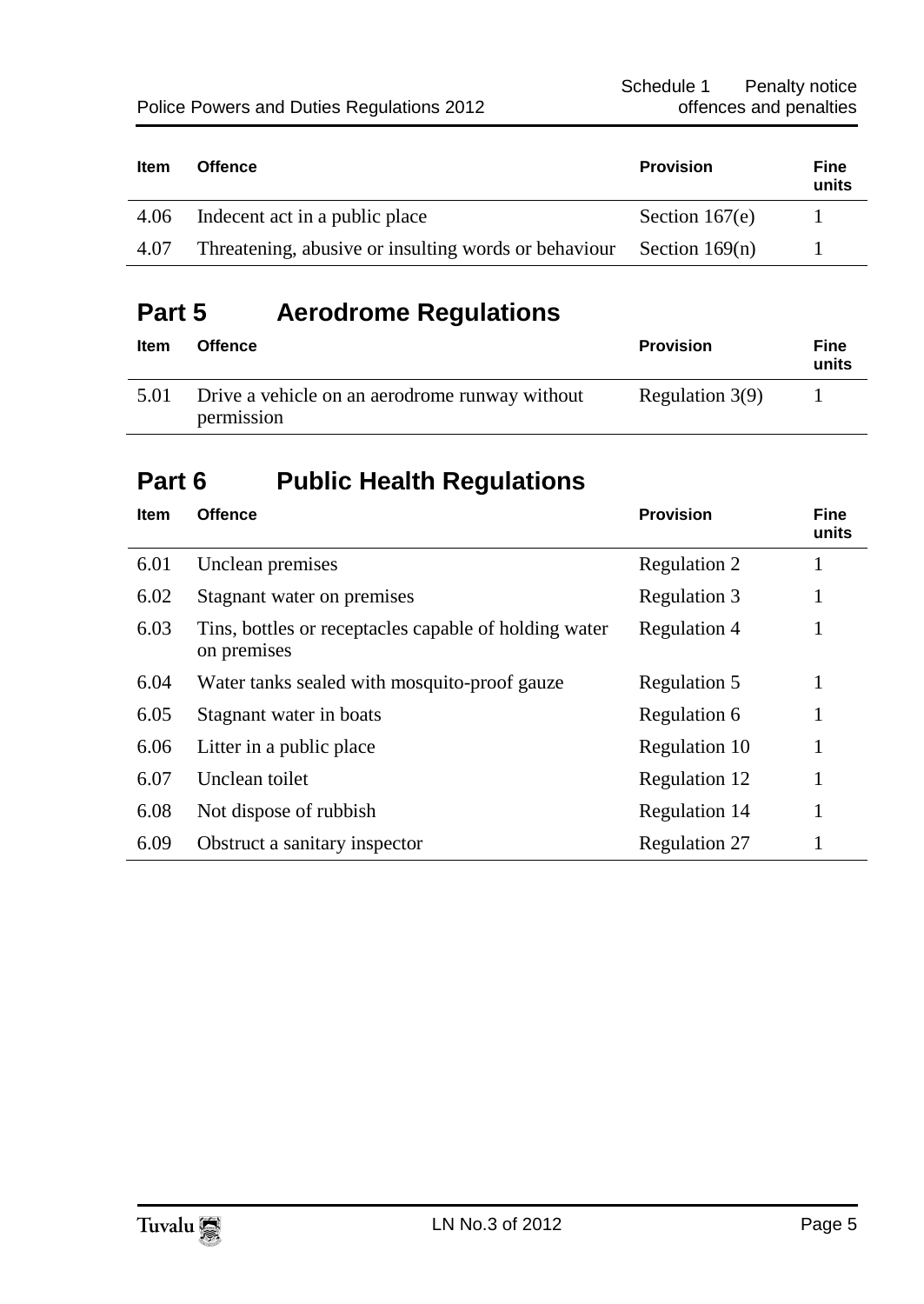| Item | Offence | Provision | Fine units |
|---|---|---|---|
| 4.06 | Indecent act in a public place | Section 167(e) | 1 |
| 4.07 | Threatening, abusive or insulting words or behaviour | Section 169(n) | 1 |

## Part 5 Aerodrome Regulations

| Item | Offence | Provision | Fine units |
|---|---|---|---|
| 5.01 | Drive a vehicle on an aerodrome runway without permission | Regulation 3(9) | 1 |

## Part 6 Public Health Regulations

| Item | Offence | Provision | Fine units |
|---|---|---|---|
| 6.01 | Unclean premises | Regulation 2 | 1 |
| 6.02 | Stagnant water on premises | Regulation 3 | 1 |
| 6.03 | Tins, bottles or receptacles capable of holding water on premises | Regulation 4 | 1 |
| 6.04 | Water tanks sealed with mosquito-proof gauze | Regulation 5 | 1 |
| 6.05 | Stagnant water in boats | Regulation 6 | 1 |
| 6.06 | Litter in a public place | Regulation 10 | 1 |
| 6.07 | Unclean toilet | Regulation 12 | 1 |
| 6.08 | Not dispose of rubbish | Regulation 14 | 1 |
| 6.09 | Obstruct a sanitary inspector | Regulation 27 | 1 |